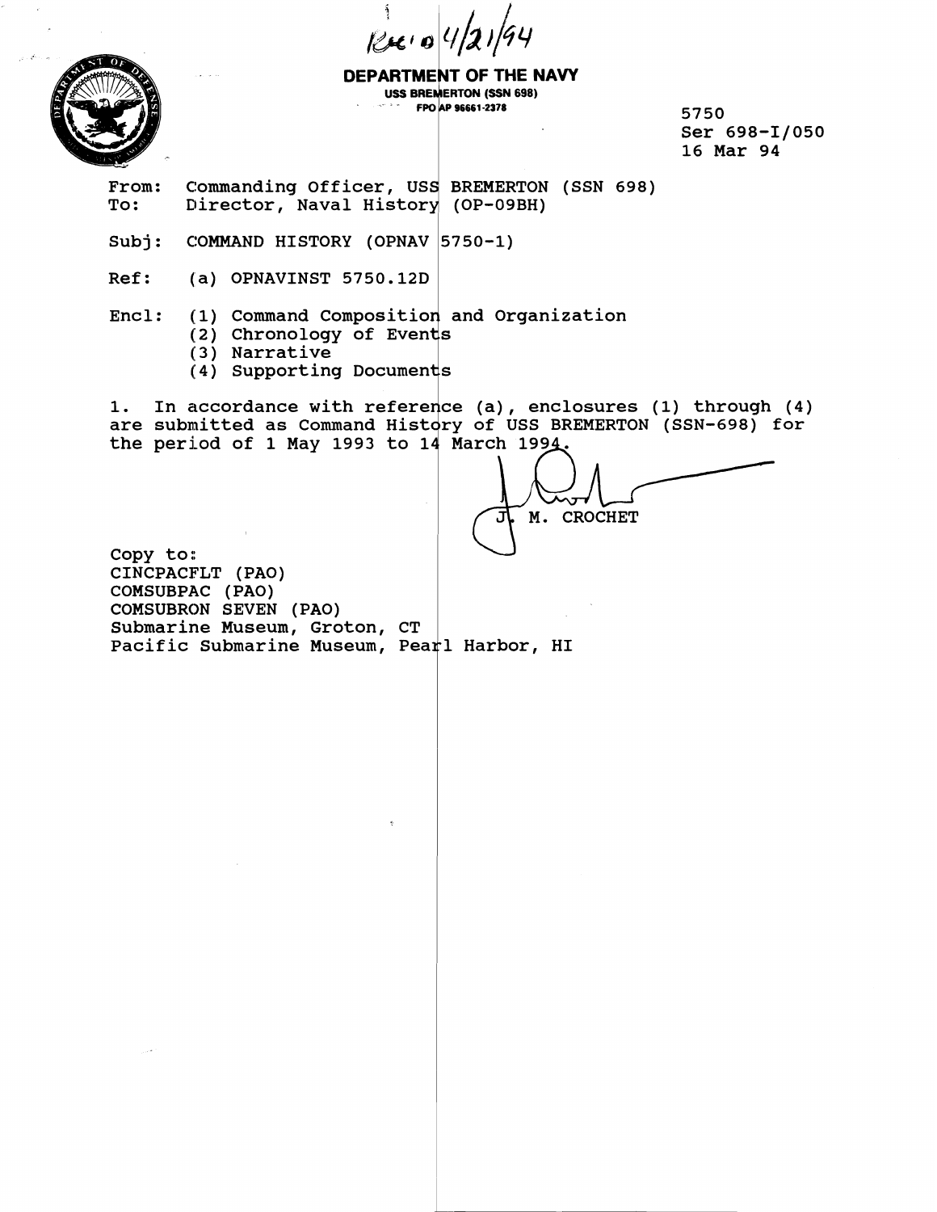Rec'd 4/21/94

**DEPARTMENT OF THE NAVY**
**USS BREMERTON (SSN 698)**
**FPO AP 96661-2378**

5750
Ser 698-I/050
16 Mar 94

From: Commanding Officer, USS BREMERTON (SSN 698)
To: Director, Naval History (OP-09BH)

Subj: COMMAND HISTORY (OPNAV 5750-1)

Ref: (a) OPNAVINST 5750.12D

Encl: (1) Command Composition and Organization
(2) Chronology of Events
(3) Narrative
(4) Supporting Documents

1. In accordance with reference (a), enclosures (1) through (4) are submitted as Command History of USS BREMERTON (SSN-698) for the period of 1 May 1993 to 14 March 1994.

J. M. CROCHET

Copy to:
CINCPACFLT (PAO)
COMSUBPAC (PAO)
COMSUBRON SEVEN (PAO)
Submarine Museum, Groton, CT
Pacific Submarine Museum, Pearl Harbor, HI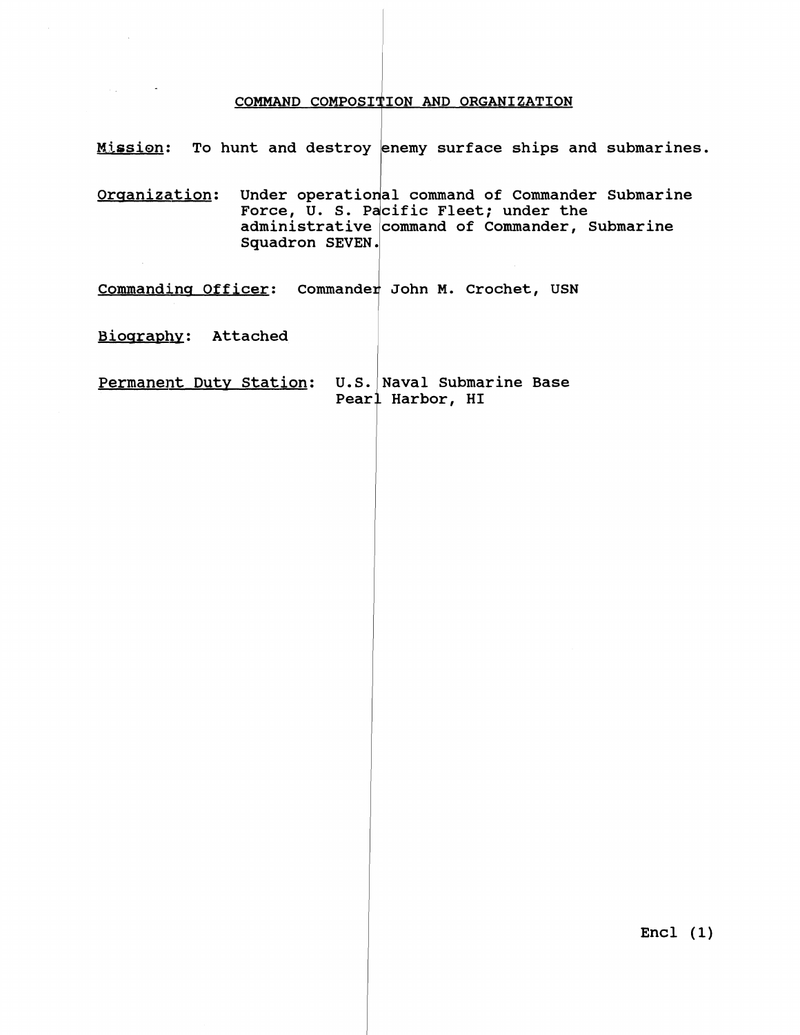## COMMAND COMPOSITION AND ORGANIZATION

Mission: To hunt and destroy enemy surface ships and submarines.

Organization: Under operational command of Commander Submarine Force, U. S. Pacific Fleet; under the administrative command of Commander, Submarine Squadron SEVEN.

Commanding Officer: Commander John M. Crochet, USN

Biography: Attached

Permanent Duty Station: U.S. Naval Submarine Base
Pearl Harbor, HI

Encl (1)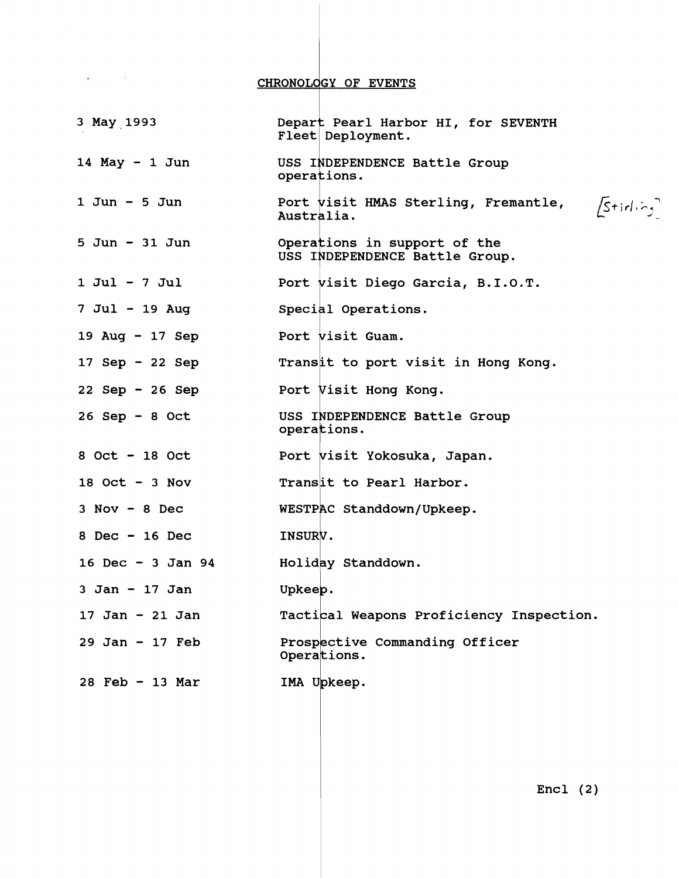## CHRONOLOGY OF EVENTS

| | |
|---|---|
| 3 May 1993 | Depart Pearl Harbor HI, for SEVENTH Fleet Deployment. |
| 14 May - 1 Jun | USS INDEPENDENCE Battle Group operations. |
| 1 Jun - 5 Jun | Port visit HMAS Sterling, Fremantle, Australia. [Stirling] |
| 5 Jun - 31 Jun | Operations in support of the USS INDEPENDENCE Battle Group. |
| 1 Jul - 7 Jul | Port visit Diego Garcia, B.I.O.T. |
| 7 Jul - 19 Aug | Special Operations. |
| 19 Aug - 17 Sep | Port visit Guam. |
| 17 Sep - 22 Sep | Transit to port visit in Hong Kong. |
| 22 Sep - 26 Sep | Port Visit Hong Kong. |
| 26 Sep - 8 Oct | USS INDEPENDENCE Battle Group operations. |
| 8 Oct - 18 Oct | Port visit Yokosuka, Japan. |
| 18 Oct - 3 Nov | Transit to Pearl Harbor. |
| 3 Nov - 8 Dec | WESTPAC Standdown/Upkeep. |
| 8 Dec - 16 Dec | INSURV. |
| 16 Dec - 3 Jan 94 | Holiday Standdown. |
| 3 Jan - 17 Jan | Upkeep. |
| 17 Jan - 21 Jan | Tactical Weapons Proficiency Inspection. |
| 29 Jan - 17 Feb | Prospective Commanding Officer Operations. |
| 28 Feb - 13 Mar | IMA Upkeep. |

Encl (2)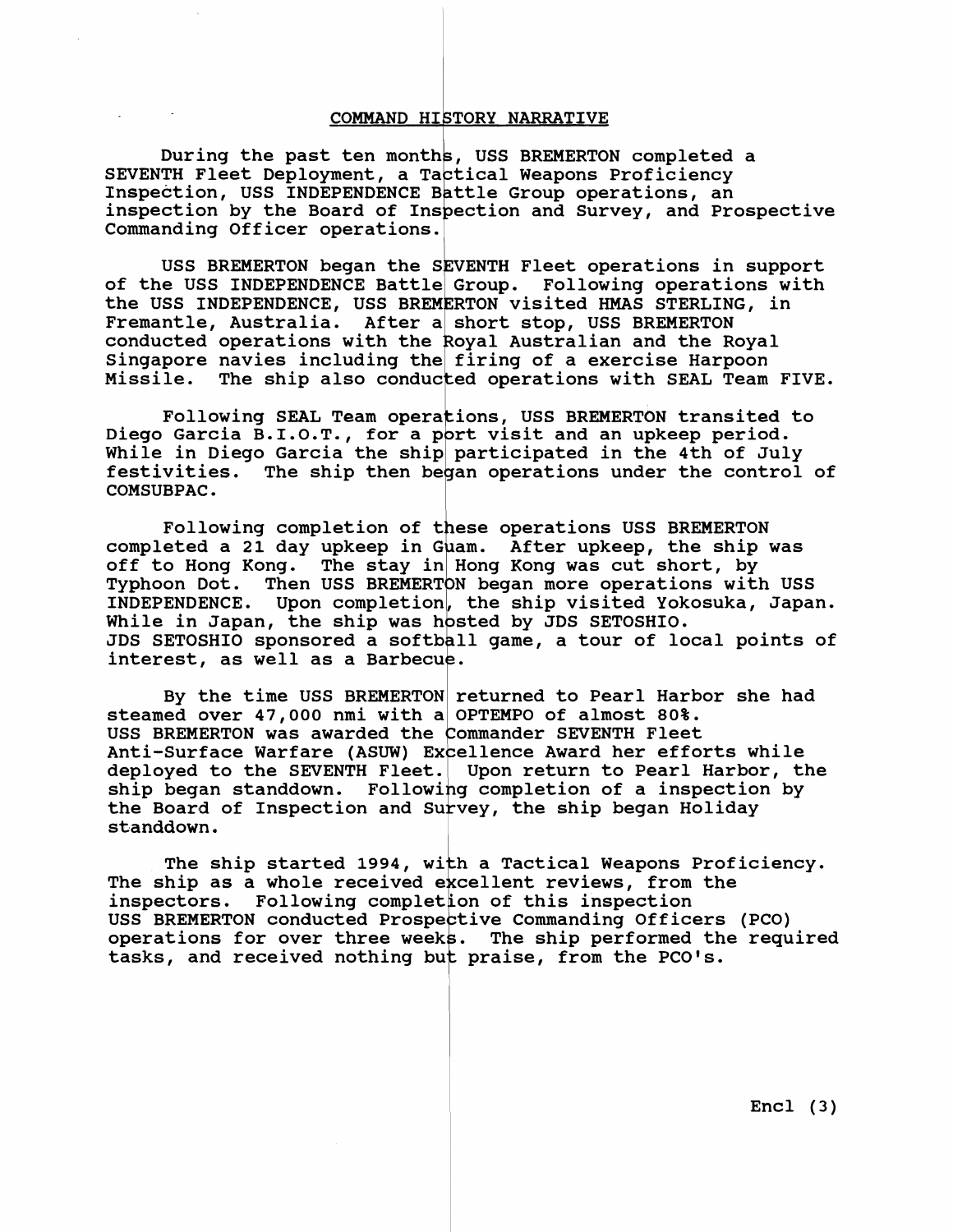## COMMAND HISTORY NARRATIVE

During the past ten months, USS BREMERTON completed a SEVENTH Fleet Deployment, a Tactical Weapons Proficiency Inspection, USS INDEPENDENCE Battle Group operations, an inspection by the Board of Inspection and Survey, and Prospective Commanding Officer operations.

USS BREMERTON began the SEVENTH Fleet operations in support of the USS INDEPENDENCE Battle Group. Following operations with the USS INDEPENDENCE, USS BREMERTON visited HMAS STERLING, in Fremantle, Australia. After a short stop, USS BREMERTON conducted operations with the Royal Australian and the Royal Singapore navies including the firing of a exercise Harpoon Missile. The ship also conducted operations with SEAL Team FIVE.

Following SEAL Team operations, USS BREMERTON transited to Diego Garcia B.I.O.T., for a port visit and an upkeep period. While in Diego Garcia the ship participated in the 4th of July festivities. The ship then began operations under the control of COMSUBPAC.

Following completion of these operations USS BREMERTON completed a 21 day upkeep in Guam. After upkeep, the ship was off to Hong Kong. The stay in Hong Kong was cut short, by Typhoon Dot. Then USS BREMERTON began more operations with USS INDEPENDENCE. Upon completion, the ship visited Yokosuka, Japan. While in Japan, the ship was hosted by JDS SETOSHIO. JDS SETOSHIO sponsored a softball game, a tour of local points of interest, as well as a Barbecue.

By the time USS BREMERTON returned to Pearl Harbor she had steamed over 47,000 nmi with a OPTEMPO of almost 80%. USS BREMERTON was awarded the Commander SEVENTH Fleet Anti-Surface Warfare (ASUW) Excellence Award her efforts while deployed to the SEVENTH Fleet. Upon return to Pearl Harbor, the ship began standdown. Following completion of a inspection by the Board of Inspection and Survey, the ship began Holiday standdown.

The ship started 1994, with a Tactical Weapons Proficiency. The ship as a whole received excellent reviews, from the inspectors. Following completion of this inspection USS BREMERTON conducted Prospective Commanding Officers (PCO) operations for over three weeks. The ship performed the required tasks, and received nothing but praise, from the PCO's.

Encl (3)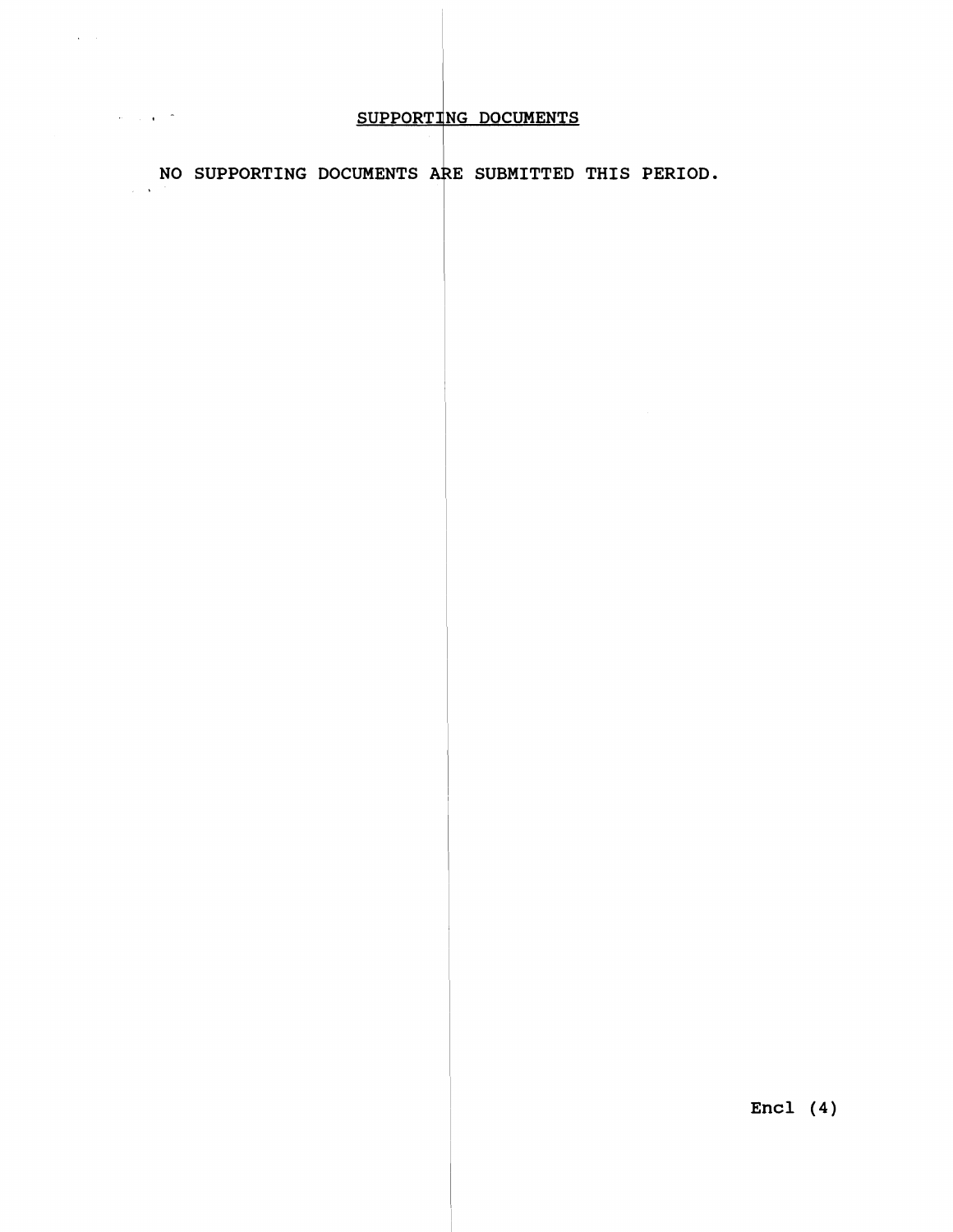## SUPPORTING DOCUMENTS

NO SUPPORTING DOCUMENTS ARE SUBMITTED THIS PERIOD.

Encl (4)